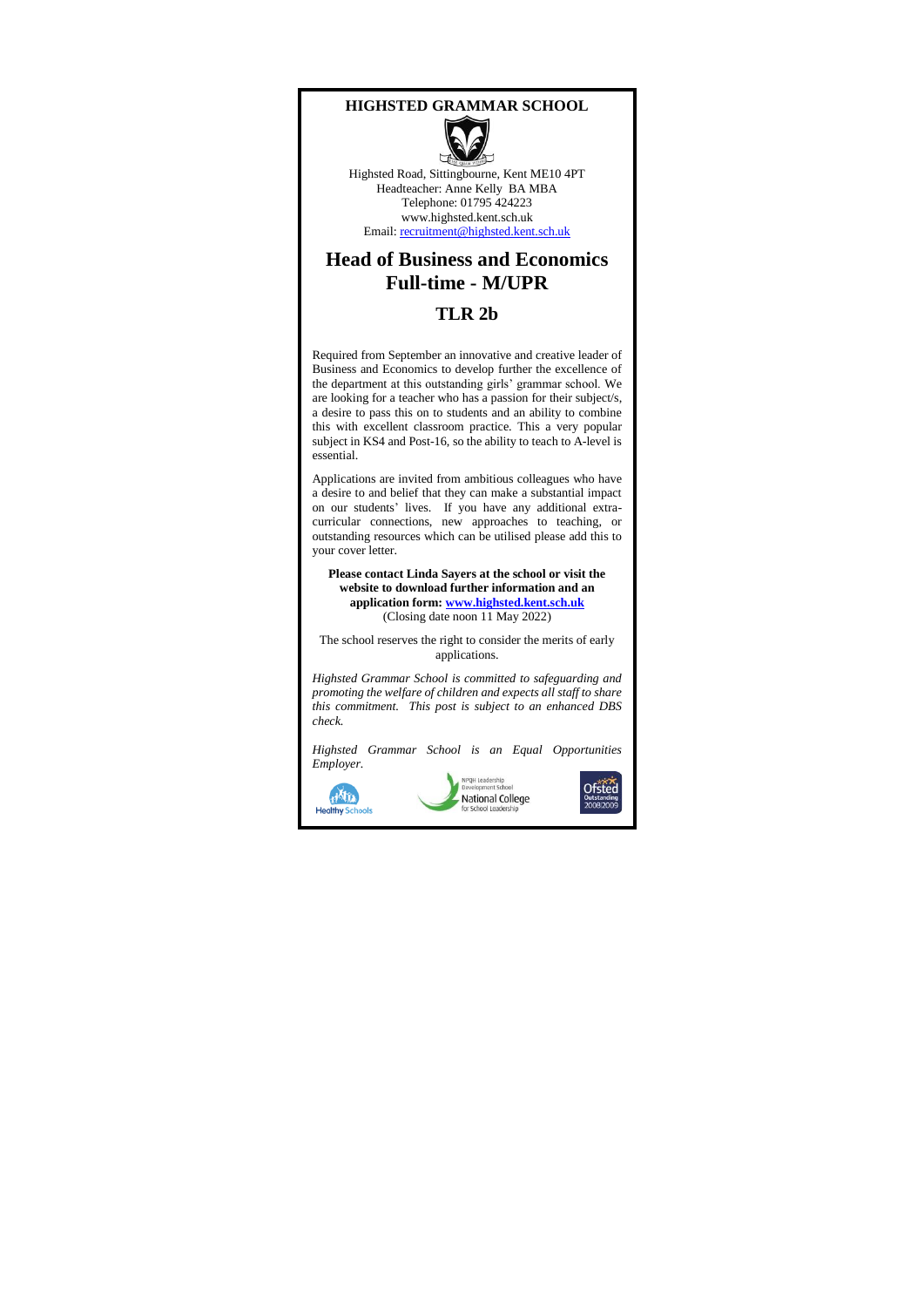**HIGHSTED GRAMMAR SCHOOL**

Highsted Road, Sittingbourne, Kent ME10 4PT
Headteacher: Anne Kelly BA MBA
Telephone: 01795 424223
www.highsted.kent.sch.uk
Email: recruitment@highsted.kent.sch.uk

# Head of Business and Economics
# Full-time - M/UPR

## TLR 2b

Required from September an innovative and creative leader of Business and Economics to develop further the excellence of the department at this outstanding girls' grammar school. We are looking for a teacher who has a passion for their subject/s, a desire to pass this on to students and an ability to combine this with excellent classroom practice. This a very popular subject in KS4 and Post-16, so the ability to teach to A-level is essential.

Applications are invited from ambitious colleagues who have a desire to and belief that they can make a substantial impact on our students' lives. If you have any additional extra-curricular connections, new approaches to teaching, or outstanding resources which can be utilised please add this to your cover letter.

**Please contact Linda Sayers at the school or visit the website to download further information and an application form: www.highsted.kent.sch.uk**
(Closing date noon 11 May 2022)

The school reserves the right to consider the merits of early applications.

*Highsted Grammar School is committed to safeguarding and promoting the welfare of children and expects all staff to share this commitment. This post is subject to an enhanced DBS check.*

*Highsted Grammar School is an Equal Opportunities Employer.*

Healthy Schools

NPQH Leadership Development School
National College for School Leadership

Ofsted Outstanding 2008/2009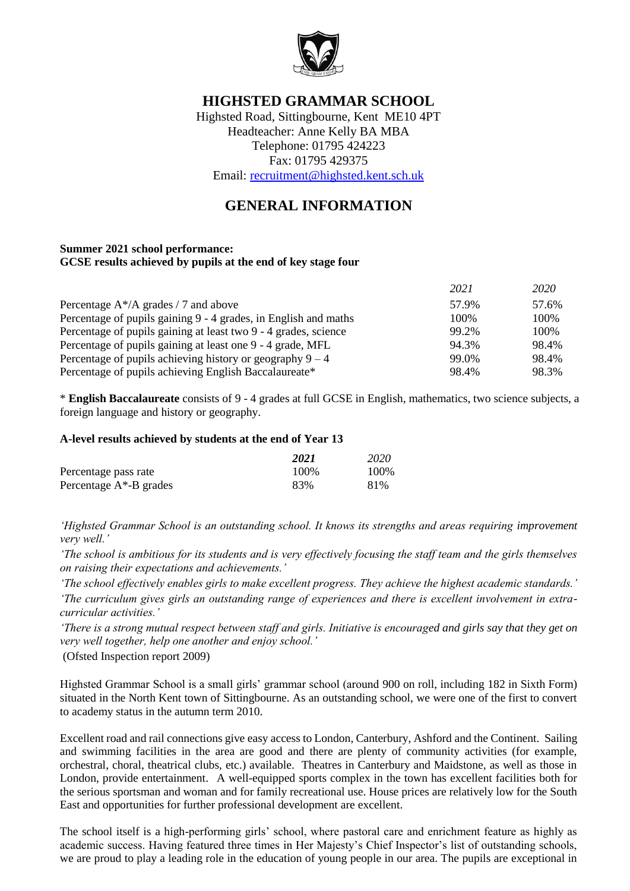# HIGHSTED GRAMMAR SCHOOL

Highsted Road, Sittingbourne, Kent ME10 4PT
Headteacher: Anne Kelly BA MBA
Telephone: 01795 424223
Fax: 01795 429375
Email: recruitment@highsted.kent.sch.uk

## GENERAL INFORMATION

**Summer 2021 school performance:**
**GCSE results achieved by pupils at the end of key stage four**

| | *2021* | *2020* |
|---|---|---|
| Percentage A*/A grades / 7 and above | 57.9% | 57.6% |
| Percentage of pupils gaining 9 - 4 grades, in English and maths | 100% | 100% |
| Percentage of pupils gaining at least two 9 - 4 grades, science | 99.2% | 100% |
| Percentage of pupils gaining at least one 9 - 4 grade, MFL | 94.3% | 98.4% |
| Percentage of pupils achieving history or geography 9 – 4 | 99.0% | 98.4% |
| Percentage of pupils achieving English Baccalaureate* | 98.4% | 98.3% |

\* **English Baccalaureate** consists of 9 - 4 grades at full GCSE in English, mathematics, two science subjects, a foreign language and history or geography.

**A-level results achieved by students at the end of Year 13**

| | ***2021*** | *2020* |
|---|---|---|
| Percentage pass rate | 100% | 100% |
| Percentage A*-B grades | 83% | 81% |

*'Highsted Grammar School is an outstanding school. It knows its strengths and areas requiring improvement very well.'*

*'The school is ambitious for its students and is very effectively focusing the staff team and the girls themselves on raising their expectations and achievements.'*

*'The school effectively enables girls to make excellent progress. They achieve the highest academic standards.'*

*'The curriculum gives girls an outstanding range of experiences and there is excellent involvement in extra-curricular activities.'*

*'There is a strong mutual respect between staff and girls. Initiative is encouraged and girls say that they get on very well together, help one another and enjoy school.'*

(Ofsted Inspection report 2009)

Highsted Grammar School is a small girls' grammar school (around 900 on roll, including 182 in Sixth Form) situated in the North Kent town of Sittingbourne. As an outstanding school, we were one of the first to convert to academy status in the autumn term 2010.

Excellent road and rail connections give easy access to London, Canterbury, Ashford and the Continent. Sailing and swimming facilities in the area are good and there are plenty of community activities (for example, orchestral, choral, theatrical clubs, etc.) available. Theatres in Canterbury and Maidstone, as well as those in London, provide entertainment. A well-equipped sports complex in the town has excellent facilities both for the serious sportsman and woman and for family recreational use. House prices are relatively low for the South East and opportunities for further professional development are excellent.

The school itself is a high-performing girls' school, where pastoral care and enrichment feature as highly as academic success. Having featured three times in Her Majesty's Chief Inspector's list of outstanding schools, we are proud to play a leading role in the education of young people in our area. The pupils are exceptional in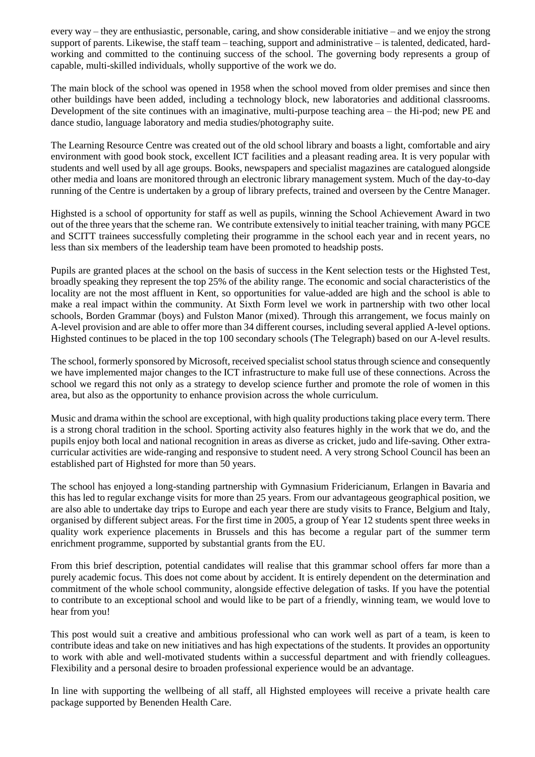every way – they are enthusiastic, personable, caring, and show considerable initiative – and we enjoy the strong support of parents. Likewise, the staff team – teaching, support and administrative – is talented, dedicated, hard-working and committed to the continuing success of the school. The governing body represents a group of capable, multi-skilled individuals, wholly supportive of the work we do.

The main block of the school was opened in 1958 when the school moved from older premises and since then other buildings have been added, including a technology block, new laboratories and additional classrooms. Development of the site continues with an imaginative, multi-purpose teaching area – the Hi-pod; new PE and dance studio, language laboratory and media studies/photography suite.

The Learning Resource Centre was created out of the old school library and boasts a light, comfortable and airy environment with good book stock, excellent ICT facilities and a pleasant reading area. It is very popular with students and well used by all age groups. Books, newspapers and specialist magazines are catalogued alongside other media and loans are monitored through an electronic library management system. Much of the day-to-day running of the Centre is undertaken by a group of library prefects, trained and overseen by the Centre Manager.

Highsted is a school of opportunity for staff as well as pupils, winning the School Achievement Award in two out of the three years that the scheme ran. We contribute extensively to initial teacher training, with many PGCE and SCITT trainees successfully completing their programme in the school each year and in recent years, no less than six members of the leadership team have been promoted to headship posts.

Pupils are granted places at the school on the basis of success in the Kent selection tests or the Highsted Test, broadly speaking they represent the top 25% of the ability range. The economic and social characteristics of the locality are not the most affluent in Kent, so opportunities for value-added are high and the school is able to make a real impact within the community. At Sixth Form level we work in partnership with two other local schools, Borden Grammar (boys) and Fulston Manor (mixed). Through this arrangement, we focus mainly on A-level provision and are able to offer more than 34 different courses, including several applied A-level options. Highsted continues to be placed in the top 100 secondary schools (The Telegraph) based on our A-level results.

The school, formerly sponsored by Microsoft, received specialist school status through science and consequently we have implemented major changes to the ICT infrastructure to make full use of these connections. Across the school we regard this not only as a strategy to develop science further and promote the role of women in this area, but also as the opportunity to enhance provision across the whole curriculum.

Music and drama within the school are exceptional, with high quality productions taking place every term. There is a strong choral tradition in the school. Sporting activity also features highly in the work that we do, and the pupils enjoy both local and national recognition in areas as diverse as cricket, judo and life-saving. Other extra-curricular activities are wide-ranging and responsive to student need. A very strong School Council has been an established part of Highsted for more than 50 years.

The school has enjoyed a long-standing partnership with Gymnasium Fridericianum, Erlangen in Bavaria and this has led to regular exchange visits for more than 25 years. From our advantageous geographical position, we are also able to undertake day trips to Europe and each year there are study visits to France, Belgium and Italy, organised by different subject areas. For the first time in 2005, a group of Year 12 students spent three weeks in quality work experience placements in Brussels and this has become a regular part of the summer term enrichment programme, supported by substantial grants from the EU.

From this brief description, potential candidates will realise that this grammar school offers far more than a purely academic focus. This does not come about by accident. It is entirely dependent on the determination and commitment of the whole school community, alongside effective delegation of tasks. If you have the potential to contribute to an exceptional school and would like to be part of a friendly, winning team, we would love to hear from you!

This post would suit a creative and ambitious professional who can work well as part of a team, is keen to contribute ideas and take on new initiatives and has high expectations of the students. It provides an opportunity to work with able and well-motivated students within a successful department and with friendly colleagues. Flexibility and a personal desire to broaden professional experience would be an advantage.

In line with supporting the wellbeing of all staff, all Highsted employees will receive a private health care package supported by Benenden Health Care.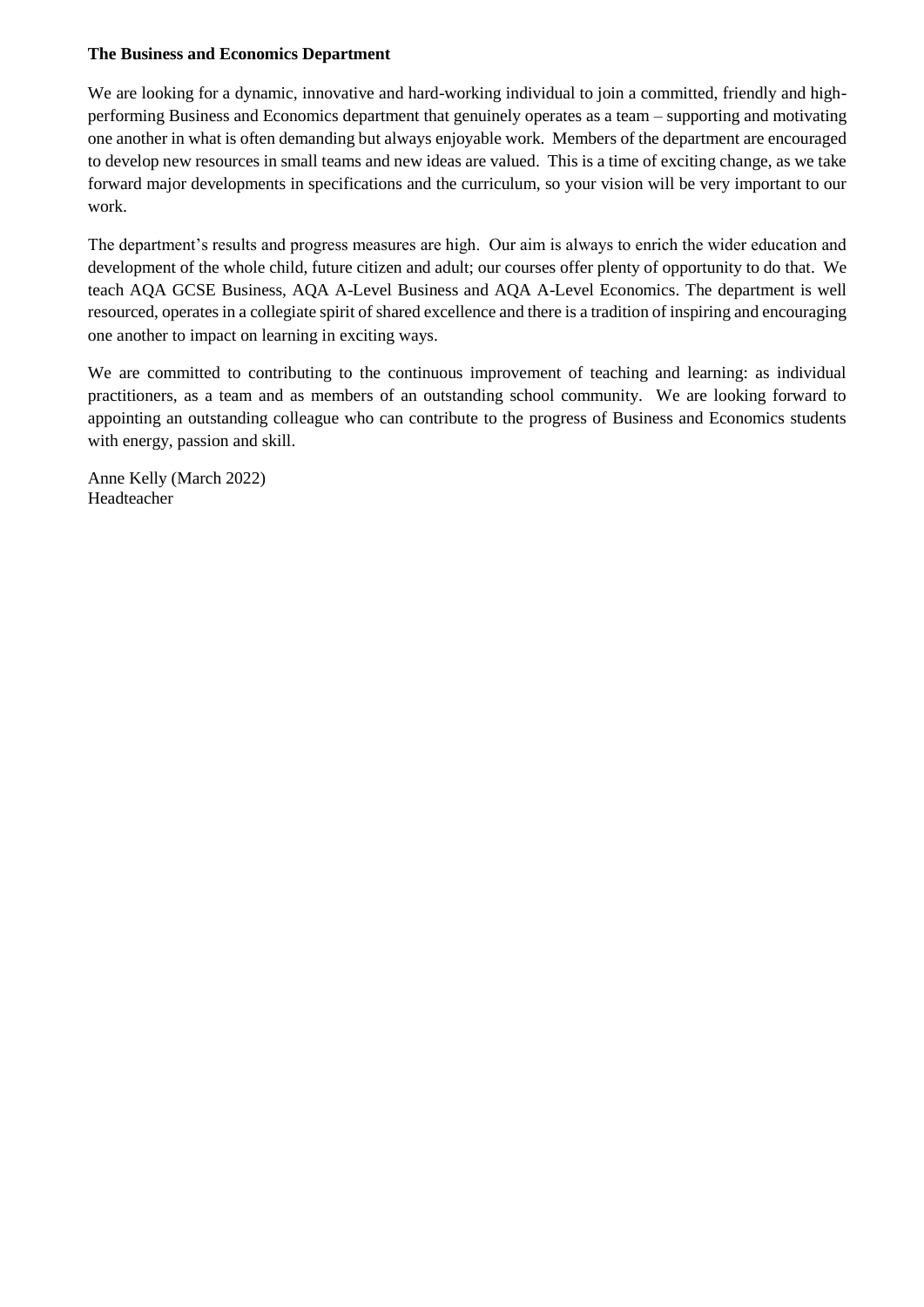**The Business and Economics Department**

We are looking for a dynamic, innovative and hard-working individual to join a committed, friendly and high-performing Business and Economics department that genuinely operates as a team – supporting and motivating one another in what is often demanding but always enjoyable work. Members of the department are encouraged to develop new resources in small teams and new ideas are valued. This is a time of exciting change, as we take forward major developments in specifications and the curriculum, so your vision will be very important to our work.

The department's results and progress measures are high. Our aim is always to enrich the wider education and development of the whole child, future citizen and adult; our courses offer plenty of opportunity to do that. We teach AQA GCSE Business, AQA A-Level Business and AQA A-Level Economics. The department is well resourced, operates in a collegiate spirit of shared excellence and there is a tradition of inspiring and encouraging one another to impact on learning in exciting ways.

We are committed to contributing to the continuous improvement of teaching and learning: as individual practitioners, as a team and as members of an outstanding school community. We are looking forward to appointing an outstanding colleague who can contribute to the progress of Business and Economics students with energy, passion and skill.

Anne Kelly (March 2022)
Headteacher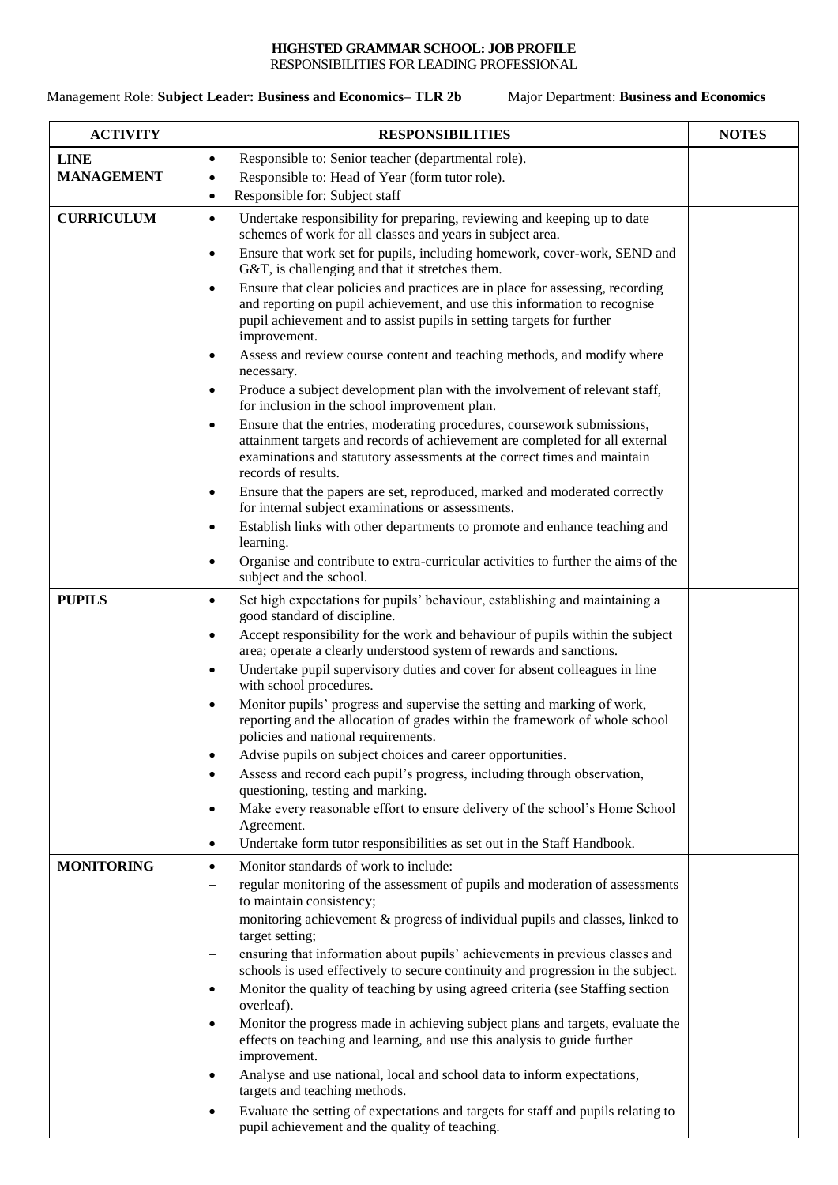**HIGHSTED GRAMMAR SCHOOL: JOB PROFILE**
RESPONSIBILITIES FOR LEADING PROFESSIONAL

Management Role: **Subject Leader: Business and Economics– TLR 2b** Major Department: **Business and Economics**

| ACTIVITY | RESPONSIBILITIES | NOTES |
|---|---|---|
| **LINE MANAGEMENT** | • Responsible to: Senior teacher (departmental role).<br>• Responsible to: Head of Year (form tutor role).<br>• Responsible for: Subject staff | |
| **CURRICULUM** | • Undertake responsibility for preparing, reviewing and keeping up to date schemes of work for all classes and years in subject area.<br>• Ensure that work set for pupils, including homework, cover-work, SEND and G&T, is challenging and that it stretches them.<br>• Ensure that clear policies and practices are in place for assessing, recording and reporting on pupil achievement, and use this information to recognise pupil achievement and to assist pupils in setting targets for further improvement.<br>• Assess and review course content and teaching methods, and modify where necessary.<br>• Produce a subject development plan with the involvement of relevant staff, for inclusion in the school improvement plan.<br>• Ensure that the entries, moderating procedures, coursework submissions, attainment targets and records of achievement are completed for all external examinations and statutory assessments at the correct times and maintain records of results.<br>• Ensure that the papers are set, reproduced, marked and moderated correctly for internal subject examinations or assessments.<br>• Establish links with other departments to promote and enhance teaching and learning.<br>• Organise and contribute to extra-curricular activities to further the aims of the subject and the school. | |
| **PUPILS** | • Set high expectations for pupils' behaviour, establishing and maintaining a good standard of discipline.<br>• Accept responsibility for the work and behaviour of pupils within the subject area; operate a clearly understood system of rewards and sanctions.<br>• Undertake pupil supervisory duties and cover for absent colleagues in line with school procedures.<br>• Monitor pupils' progress and supervise the setting and marking of work, reporting and the allocation of grades within the framework of whole school policies and national requirements.<br>• Advise pupils on subject choices and career opportunities.<br>• Assess and record each pupil's progress, including through observation, questioning, testing and marking.<br>• Make every reasonable effort to ensure delivery of the school's Home School Agreement.<br>• Undertake form tutor responsibilities as set out in the Staff Handbook. | |
| **MONITORING** | • Monitor standards of work to include:<br>– regular monitoring of the assessment of pupils and moderation of assessments to maintain consistency;<br>– monitoring achievement & progress of individual pupils and classes, linked to target setting;<br>– ensuring that information about pupils' achievements in previous classes and schools is used effectively to secure continuity and progression in the subject.<br>• Monitor the quality of teaching by using agreed criteria (see Staffing section overleaf).<br>• Monitor the progress made in achieving subject plans and targets, evaluate the effects on teaching and learning, and use this analysis to guide further improvement.<br>• Analyse and use national, local and school data to inform expectations, targets and teaching methods.<br>• Evaluate the setting of expectations and targets for staff and pupils relating to pupil achievement and the quality of teaching. | |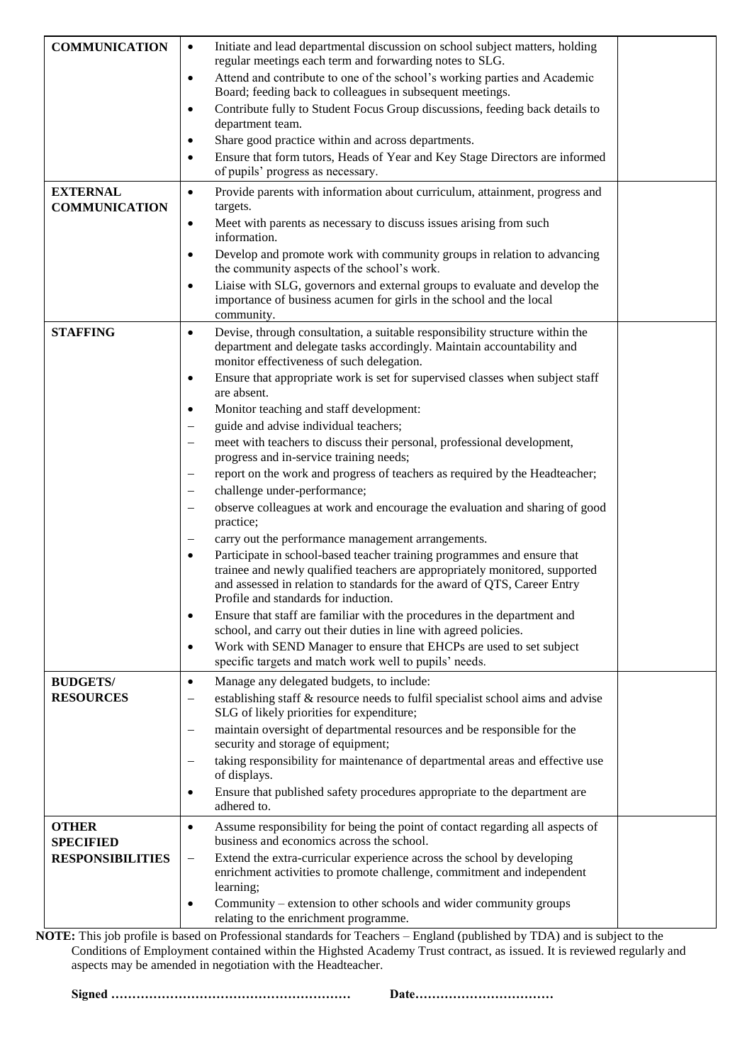| | | |
|---|---|---|
| **COMMUNICATION** | • Initiate and lead departmental discussion on school subject matters, holding regular meetings each term and forwarding notes to SLG.<br>• Attend and contribute to one of the school's working parties and Academic Board; feeding back to colleagues in subsequent meetings.<br>• Contribute fully to Student Focus Group discussions, feeding back details to department team.<br>• Share good practice within and across departments.<br>• Ensure that form tutors, Heads of Year and Key Stage Directors are informed of pupils' progress as necessary. | |
| **EXTERNAL COMMUNICATION** | • Provide parents with information about curriculum, attainment, progress and targets.<br>• Meet with parents as necessary to discuss issues arising from such information.<br>• Develop and promote work with community groups in relation to advancing the community aspects of the school's work.<br>• Liaise with SLG, governors and external groups to evaluate and develop the importance of business acumen for girls in the school and the local community. | |
| **STAFFING** | • Devise, through consultation, a suitable responsibility structure within the department and delegate tasks accordingly. Maintain accountability and monitor effectiveness of such delegation.<br>• Ensure that appropriate work is set for supervised classes when subject staff are absent.<br>• Monitor teaching and staff development:<br>– guide and advise individual teachers;<br>– meet with teachers to discuss their personal, professional development, progress and in-service training needs;<br>– report on the work and progress of teachers as required by the Headteacher;<br>– challenge under-performance;<br>– observe colleagues at work and encourage the evaluation and sharing of good practice;<br>– carry out the performance management arrangements.<br>• Participate in school-based teacher training programmes and ensure that trainee and newly qualified teachers are appropriately monitored, supported and assessed in relation to standards for the award of QTS, Career Entry Profile and standards for induction.<br>• Ensure that staff are familiar with the procedures in the department and school, and carry out their duties in line with agreed policies.<br>• Work with SEND Manager to ensure that EHCPs are used to set subject specific targets and match work well to pupils' needs. | |
| **BUDGETS/ RESOURCES** | • Manage any delegated budgets, to include:<br>– establishing staff & resource needs to fulfil specialist school aims and advise SLG of likely priorities for expenditure;<br>– maintain oversight of departmental resources and be responsible for the security and storage of equipment;<br>– taking responsibility for maintenance of departmental areas and effective use of displays.<br>• Ensure that published safety procedures appropriate to the department are adhered to. | |
| **OTHER SPECIFIED RESPONSIBILITIES** | • Assume responsibility for being the point of contact regarding all aspects of business and economics across the school.<br>– Extend the extra-curricular experience across the school by developing enrichment activities to promote challenge, commitment and independent learning;<br>• Community – extension to other schools and wider community groups relating to the enrichment programme. | |

**NOTE:** This job profile is based on Professional standards for Teachers – England (published by TDA) and is subject to the Conditions of Employment contained within the Highsted Academy Trust contract, as issued. It is reviewed regularly and aspects may be amended in negotiation with the Headteacher.

**Signed ………………………………………………… Date……………………………**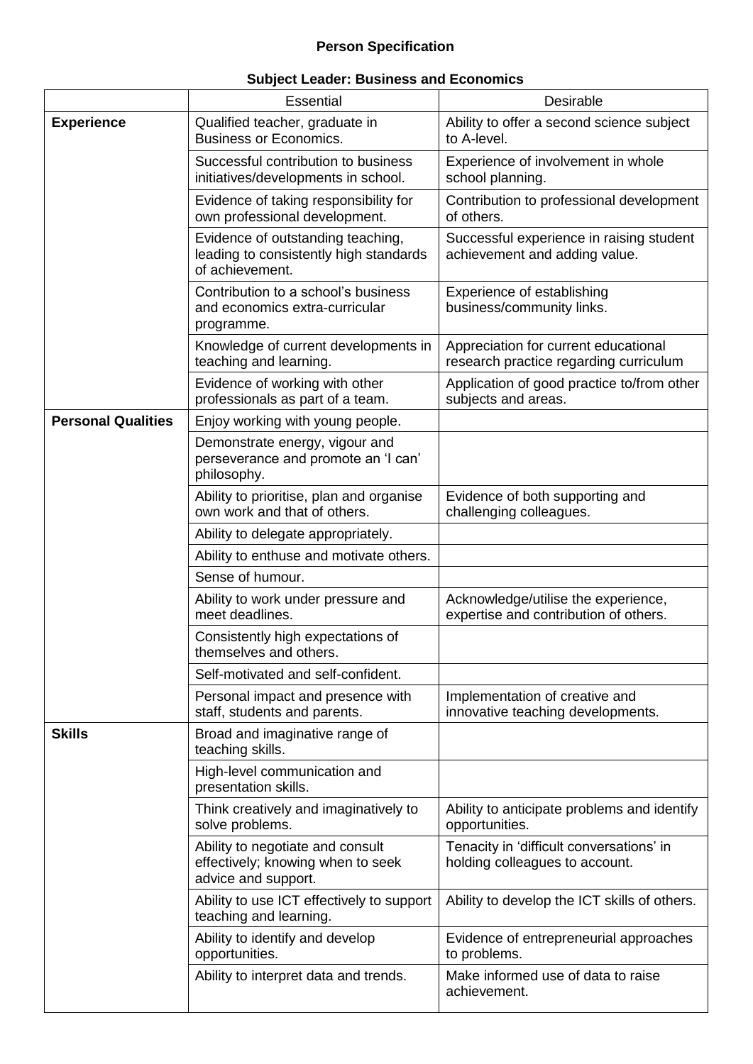**Person Specification**

**Subject Leader: Business and Economics**

| | Essential | Desirable |
|---|---|---|
| **Experience** | Qualified teacher, graduate in Business or Economics. | Ability to offer a second science subject to A-level. |
| | Successful contribution to business initiatives/developments in school. | Experience of involvement in whole school planning. |
| | Evidence of taking responsibility for own professional development. | Contribution to professional development of others. |
| | Evidence of outstanding teaching, leading to consistently high standards of achievement. | Successful experience in raising student achievement and adding value. |
| | Contribution to a school's business and economics extra-curricular programme. | Experience of establishing business/community links. |
| | Knowledge of current developments in teaching and learning. | Appreciation for current educational research practice regarding curriculum |
| | Evidence of working with other professionals as part of a team. | Application of good practice to/from other subjects and areas. |
| **Personal Qualities** | Enjoy working with young people. | |
| | Demonstrate energy, vigour and perseverance and promote an 'I can' philosophy. | |
| | Ability to prioritise, plan and organise own work and that of others. | Evidence of both supporting and challenging colleagues. |
| | Ability to delegate appropriately. | |
| | Ability to enthuse and motivate others. | |
| | Sense of humour. | |
| | Ability to work under pressure and meet deadlines. | Acknowledge/utilise the experience, expertise and contribution of others. |
| | Consistently high expectations of themselves and others. | |
| | Self-motivated and self-confident. | |
| | Personal impact and presence with staff, students and parents. | Implementation of creative and innovative teaching developments. |
| **Skills** | Broad and imaginative range of teaching skills. | |
| | High-level communication and presentation skills. | |
| | Think creatively and imaginatively to solve problems. | Ability to anticipate problems and identify opportunities. |
| | Ability to negotiate and consult effectively; knowing when to seek advice and support. | Tenacity in 'difficult conversations' in holding colleagues to account. |
| | Ability to use ICT effectively to support teaching and learning. | Ability to develop the ICT skills of others. |
| | Ability to identify and develop opportunities. | Evidence of entrepreneurial approaches to problems. |
| | Ability to interpret data and trends. | Make informed use of data to raise achievement. |